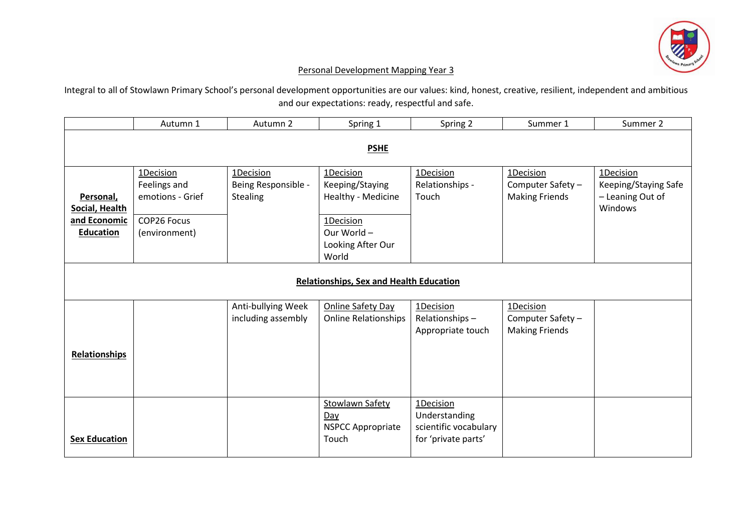Personal Development Mapping Year 3

Integral to all of Stowlawn Primary School's personal development opportunities are our values: kind, honest, creative, resilient, independent and ambitious and our expectations: ready, respectful and safe.

| | Autumn 1 | Autumn 2 | Spring 1 | Spring 2 | Summer 1 | Summer 2 |
|---|---|---|---|---|---|---|
| **PSHE** | | | | | | |
| **Personal, Social, Health and Economic Education** | 1Decision<br>Feelings and emotions - Grief<br><br>COP26 Focus (environment) | 1Decision<br>Being Responsible - Stealing | 1Decision<br>Keeping/Staying Healthy - Medicine<br><br>1Decision<br>Our World – Looking After Our World | 1Decision<br>Relationships - Touch | 1Decision<br>Computer Safety – Making Friends | 1Decision<br>Keeping/Staying Safe – Leaning Out of Windows |
| **Relationships, Sex and Health Education** | | | | | | |
| **Relationships** | | Anti-bullying Week including assembly | Online Safety Day<br>Online Relationships | 1Decision<br>Relationships – Appropriate touch | 1Decision<br>Computer Safety – Making Friends | |
| **Sex Education** | | | Stowlawn Safety Day<br>NSPCC Appropriate Touch | 1Decision<br>Understanding scientific vocabulary for 'private parts' | | |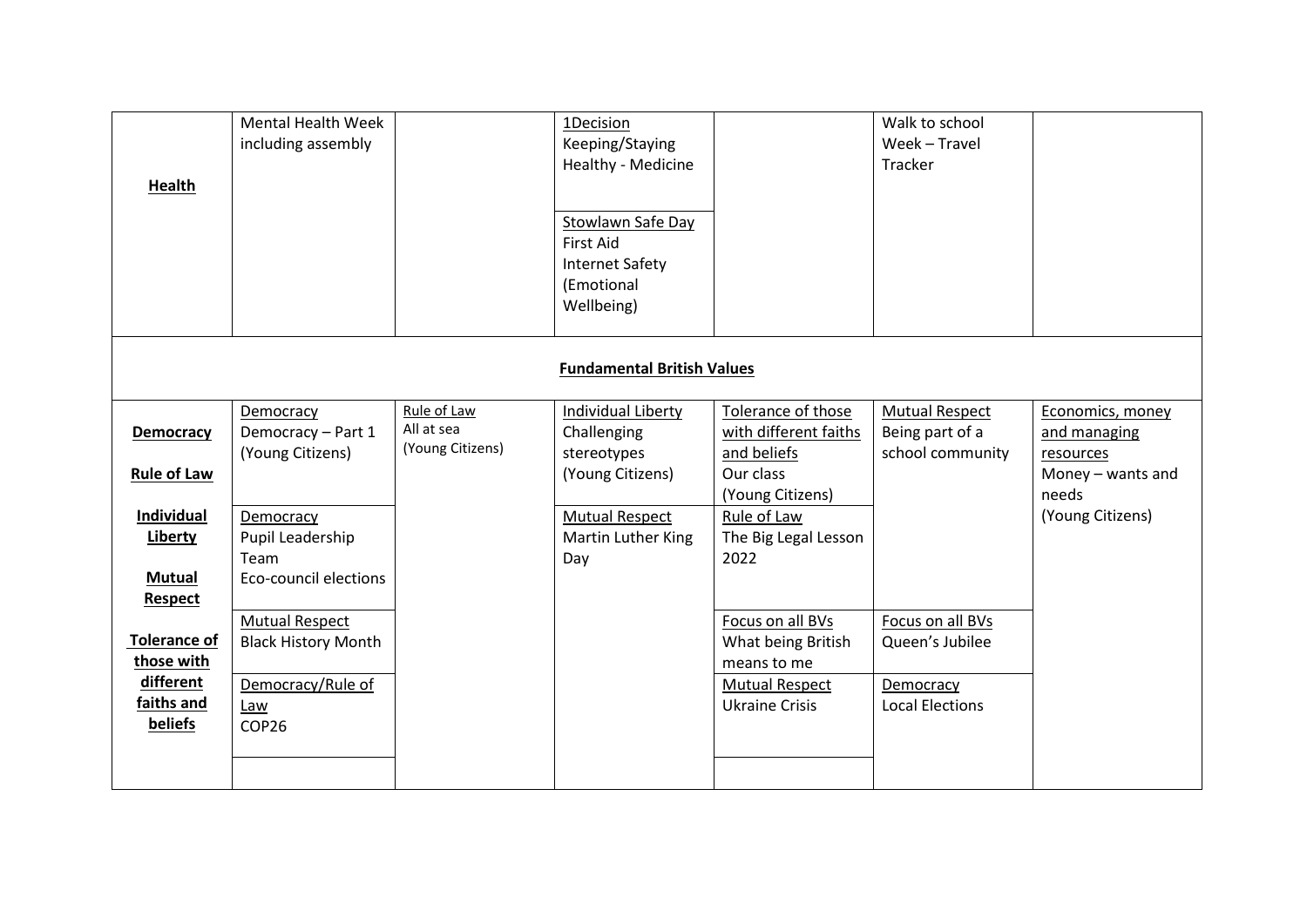| | | | | | | |
|---|---|---|---|---|---|---|
| **Health** | Mental Health Week including assembly | | 1Decision Keeping/Staying Healthy - Medicine<br><br>Stowlawn Safe Day First Aid Internet Safety (Emotional Wellbeing) | | Walk to school Week – Travel Tracker | |
| **Fundamental British Values** | | | | | | |
| **Democracy**<br><br>**Rule of Law**<br><br>**Individual Liberty**<br><br>**Mutual Respect**<br><br>**Tolerance of those with different faiths and beliefs** | Democracy<br>Democracy – Part 1 (Young Citizens)<br><br>Democracy<br>Pupil Leadership Team<br>Eco-council elections<br><br>Mutual Respect<br>Black History Month<br><br>Democracy/Rule of Law<br>COP26 | Rule of Law<br>All at sea (Young Citizens) | Individual Liberty<br>Challenging stereotypes (Young Citizens)<br><br>Mutual Respect<br>Martin Luther King Day | Tolerance of those with different faiths and beliefs<br>Our class (Young Citizens)<br><br>Rule of Law<br>The Big Legal Lesson 2022<br><br>Focus on all BVs<br>What being British means to me<br><br>Mutual Respect<br>Ukraine Crisis | Mutual Respect<br>Being part of a school community<br><br>Focus on all BVs<br>Queen's Jubilee<br><br>Democracy<br>Local Elections | Economics, money and managing resources<br>Money – wants and needs (Young Citizens) |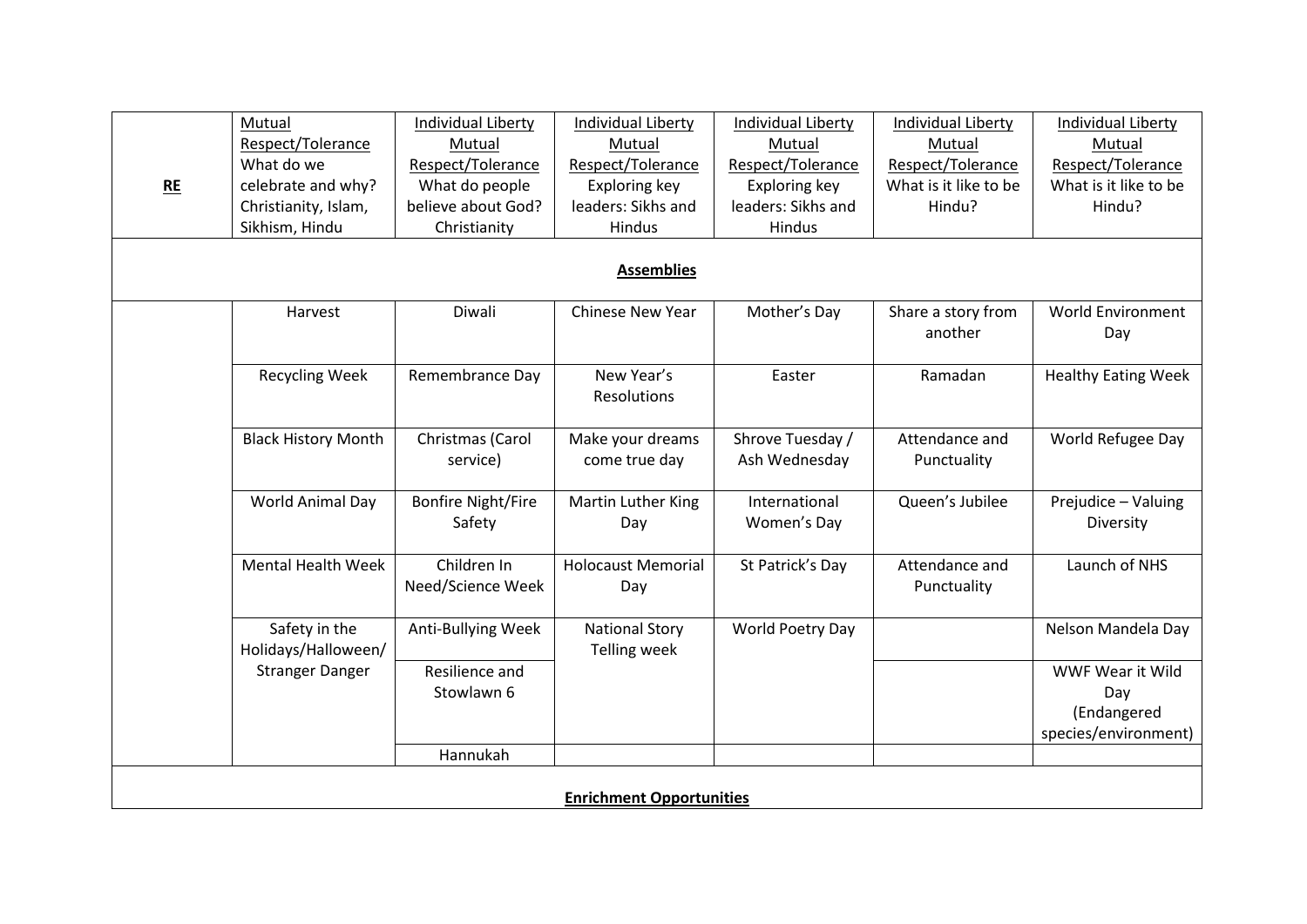| RE | Mutual Respect/Tolerance What do we celebrate and why? Christianity, Islam, Sikhism, Hindu | Individual Liberty Mutual Respect/Tolerance What do people believe about God? Christianity | Individual Liberty Mutual Respect/Tolerance Exploring key leaders: Sikhs and Hindus | Individual Liberty Mutual Respect/Tolerance Exploring key leaders: Sikhs and Hindus | Individual Liberty Mutual Respect/Tolerance What is it like to be Hindu? | Individual Liberty Mutual Respect/Tolerance What is it like to be Hindu? |
|---|---|---|---|---|---|---|
| **Assemblies** | | | | | | |
| | Harvest | Diwali | Chinese New Year | Mother's Day | Share a story from another | World Environment Day |
| | Recycling Week | Remembrance Day | New Year's Resolutions | Easter | Ramadan | Healthy Eating Week |
| | Black History Month | Christmas (Carol service) | Make your dreams come true day | Shrove Tuesday / Ash Wednesday | Attendance and Punctuality | World Refugee Day |
| | World Animal Day | Bonfire Night/Fire Safety | Martin Luther King Day | International Women's Day | Queen's Jubilee | Prejudice – Valuing Diversity |
| | Mental Health Week | Children In Need/Science Week | Holocaust Memorial Day | St Patrick's Day | Attendance and Punctuality | Launch of NHS |
| | Safety in the Holidays/Halloween/ Stranger Danger | Anti-Bullying Week | National Story Telling week | World Poetry Day | | Nelson Mandela Day |
| | | Resilience and Stowlawn 6 | | | | WWF Wear it Wild Day (Endangered species/environment) |
| | | Hannukah | | | | |
| **Enrichment Opportunities** | | | | | | |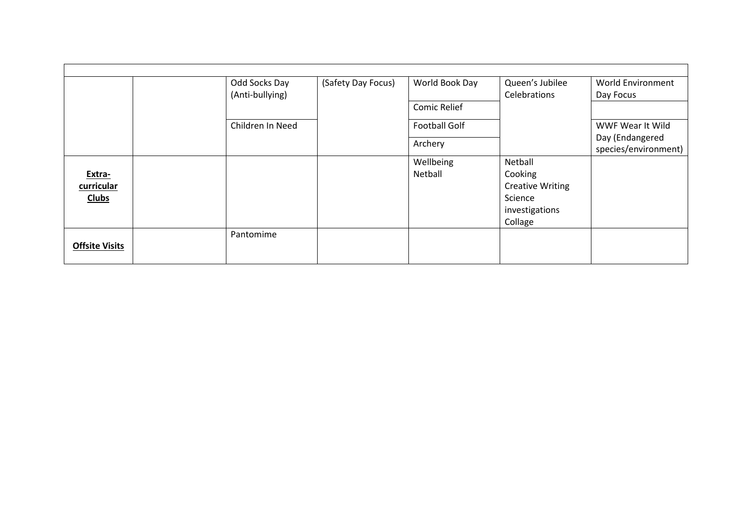| | | | | | | |
|---|---|---|---|---|---|---|
| | | Odd Socks Day (Anti-bullying) | (Safety Day Focus) | World Book Day | Queen's Jubilee Celebrations | World Environment Day Focus |
| | | | | Comic Relief | | |
| | | Children In Need | | Football Golf | | WWF Wear It Wild Day (Endangered species/environment) |
| | | | | Archery | | |
| **Extra-curricular Clubs** | | | | Wellbeing<br>Netball | Netball<br>Cooking<br>Creative Writing<br>Science investigations<br>Collage | |
| **Offsite Visits** | | Pantomime | | | | |